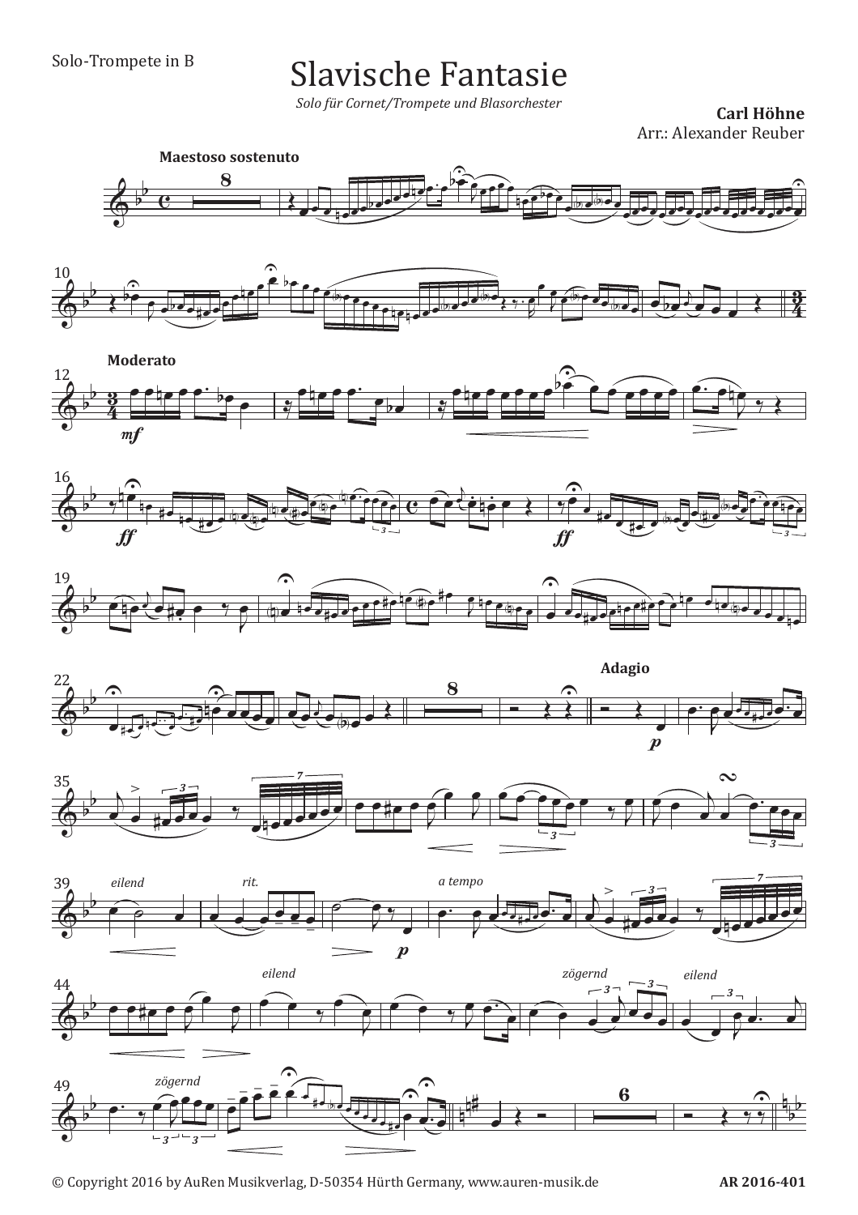Solo-Trompete in B

# Slavische Fantasie

*Solo für Cornet/Trompete und Blasorchester*

**Carl Höhne**
Arr.: Alexander Reuber

**Maestoso sostenuto**

**Moderato**

*mf*

*ff*

*ff*

**Adagio**

*p*

*eilend*

*rit.*

*a tempo*

*p*

*eilend*

*zögernd*

*eilend*

*zögernd*

© Copyright 2016 by AuRen Musikverlag, D-50354 Hürth Germany, www.auren-musik.de

AR 2016-401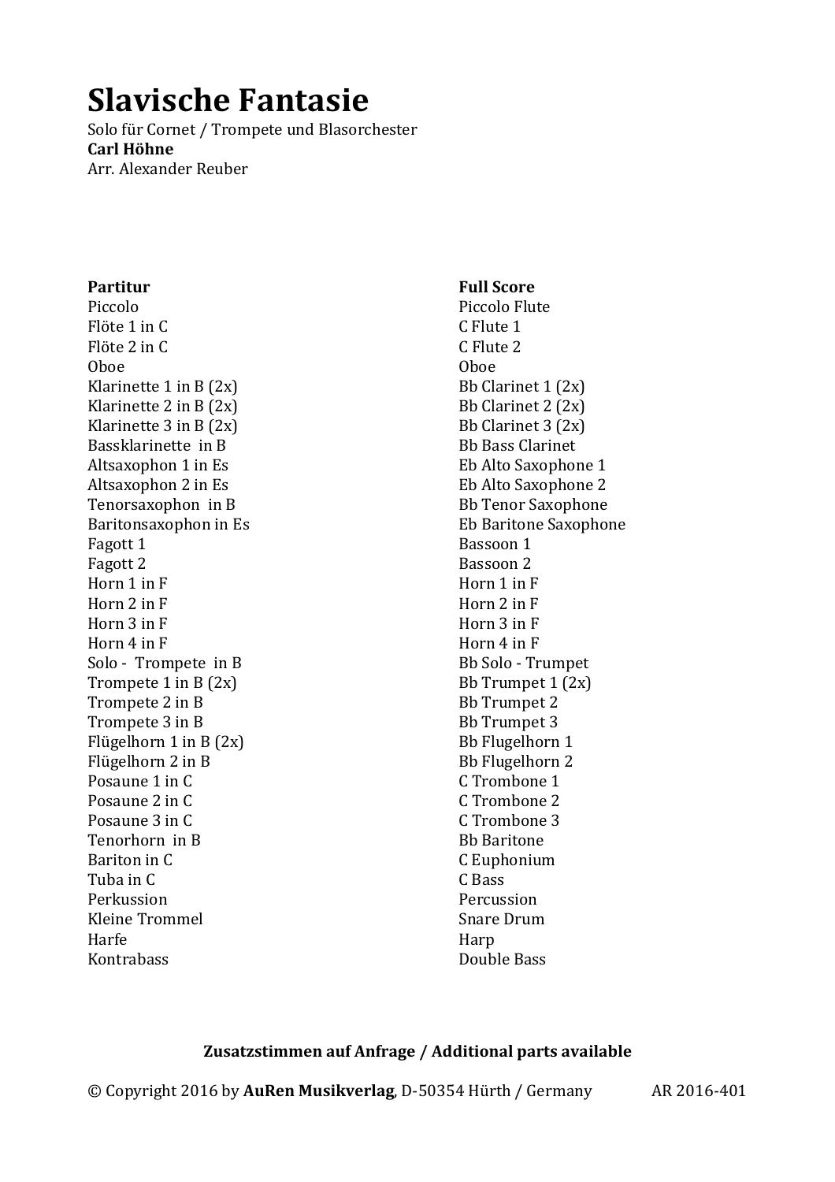# Slavische Fantasie

Solo für Cornet / Trompete und Blasorchester

**Carl Höhne**

Arr. Alexander Reuber

| **Partitur** | **Full Score** |
| --- | --- |
| Piccolo | Piccolo Flute |
| Flöte 1 in C | C Flute 1 |
| Flöte 2 in C | C Flute 2 |
| Oboe | Oboe |
| Klarinette 1 in B (2x) | Bb Clarinet 1 (2x) |
| Klarinette 2 in B (2x) | Bb Clarinet 2 (2x) |
| Klarinette 3 in B (2x) | Bb Clarinet 3 (2x) |
| Bassklarinette in B | Bb Bass Clarinet |
| Altsaxophon 1 in Es | Eb Alto Saxophone 1 |
| Altsaxophon 2 in Es | Eb Alto Saxophone 2 |
| Tenorsaxophon in B | Bb Tenor Saxophone |
| Baritonsaxophon in Es | Eb Baritone Saxophone |
| Fagott 1 | Bassoon 1 |
| Fagott 2 | Bassoon 2 |
| Horn 1 in F | Horn 1 in F |
| Horn 2 in F | Horn 2 in F |
| Horn 3 in F | Horn 3 in F |
| Horn 4 in F | Horn 4 in F |
| Solo - Trompete in B | Bb Solo - Trumpet |
| Trompete 1 in B (2x) | Bb Trumpet 1 (2x) |
| Trompete 2 in B | Bb Trumpet 2 |
| Trompete 3 in B | Bb Trumpet 3 |
| Flügelhorn 1 in B (2x) | Bb Flugelhorn 1 |
| Flügelhorn 2 in B | Bb Flugelhorn 2 |
| Posaune 1 in C | C Trombone 1 |
| Posaune 2 in C | C Trombone 2 |
| Posaune 3 in C | C Trombone 3 |
| Tenorhorn in B | Bb Baritone |
| Bariton in C | C Euphonium |
| Tuba in C | C Bass |
| Perkussion | Percussion |
| Kleine Trommel | Snare Drum |
| Harfe | Harp |
| Kontrabass | Double Bass |

**Zusatzstimmen auf Anfrage / Additional parts available**

© Copyright 2016 by **AuRen Musikverlag**, D-50354 Hürth / Germany AR 2016-401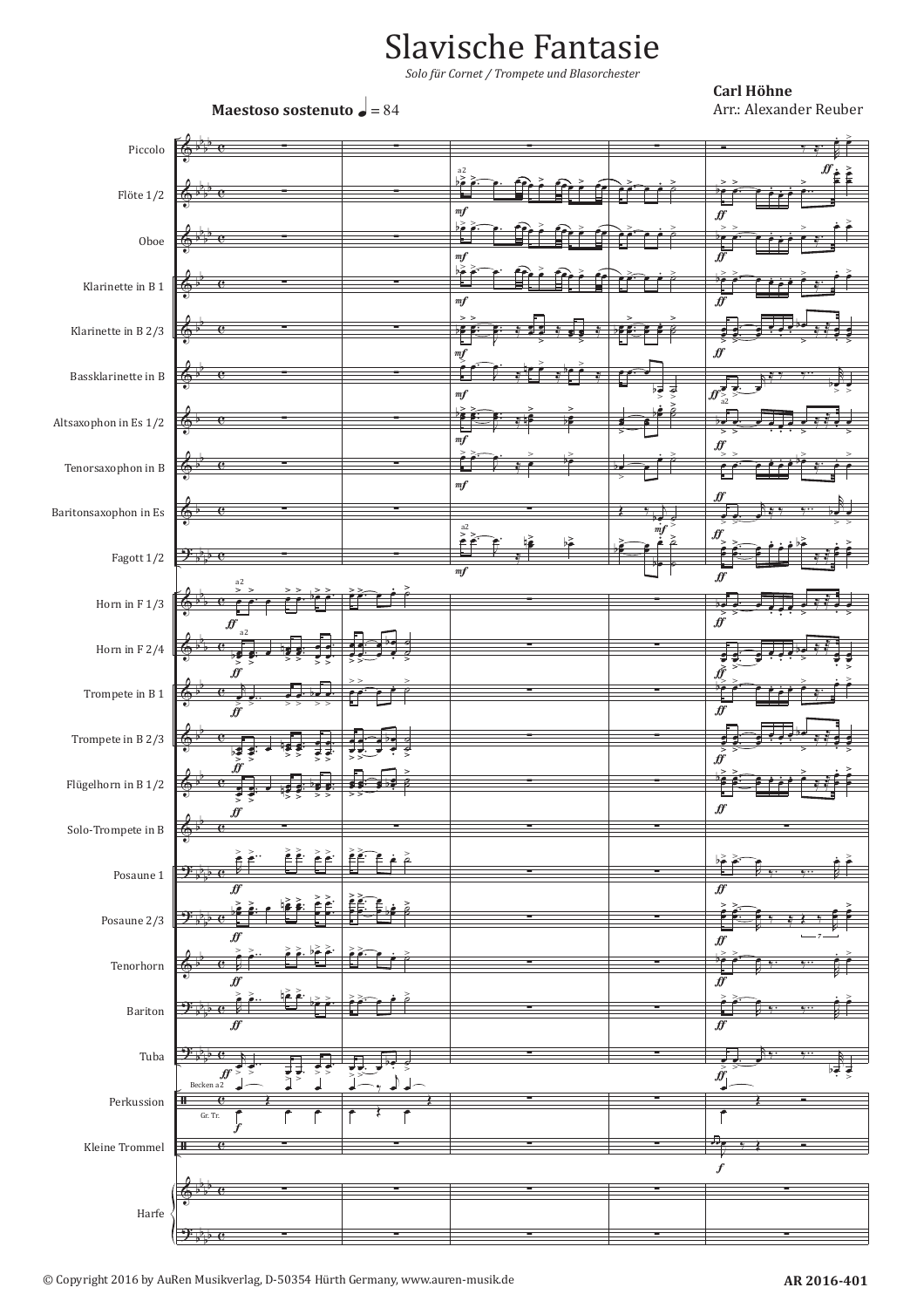# Slavische Fantasie

*Solo für Cornet / Trompete und Blasorchester*

**Carl Höhne**

Arr.: Alexander Reuber

**Maestoso sostenuto** ♩ = 84

Piccolo

Flöte 1/2

Oboe

Klarinette in B 1

Klarinette in B 2/3

Bassklarinette in B

Altsaxophon in Es 1/2

Tenorsaxophon in B

Baritonsaxophon in Es

Fagott 1/2

Horn in F 1/3

Horn in F 2/4

Trompete in B 1

Trompete in B 2/3

Flügelhorn in B 1/2

Solo-Trompete in B

Posaune 1

Posaune 2/3

Tenorhorn

Bariton

Tuba

Perkussion

Kleine Trommel

Harfe

© Copyright 2016 by AuRen Musikverlag, D-50354 Hürth Germany, www.auren-musik.de

AR 2016-401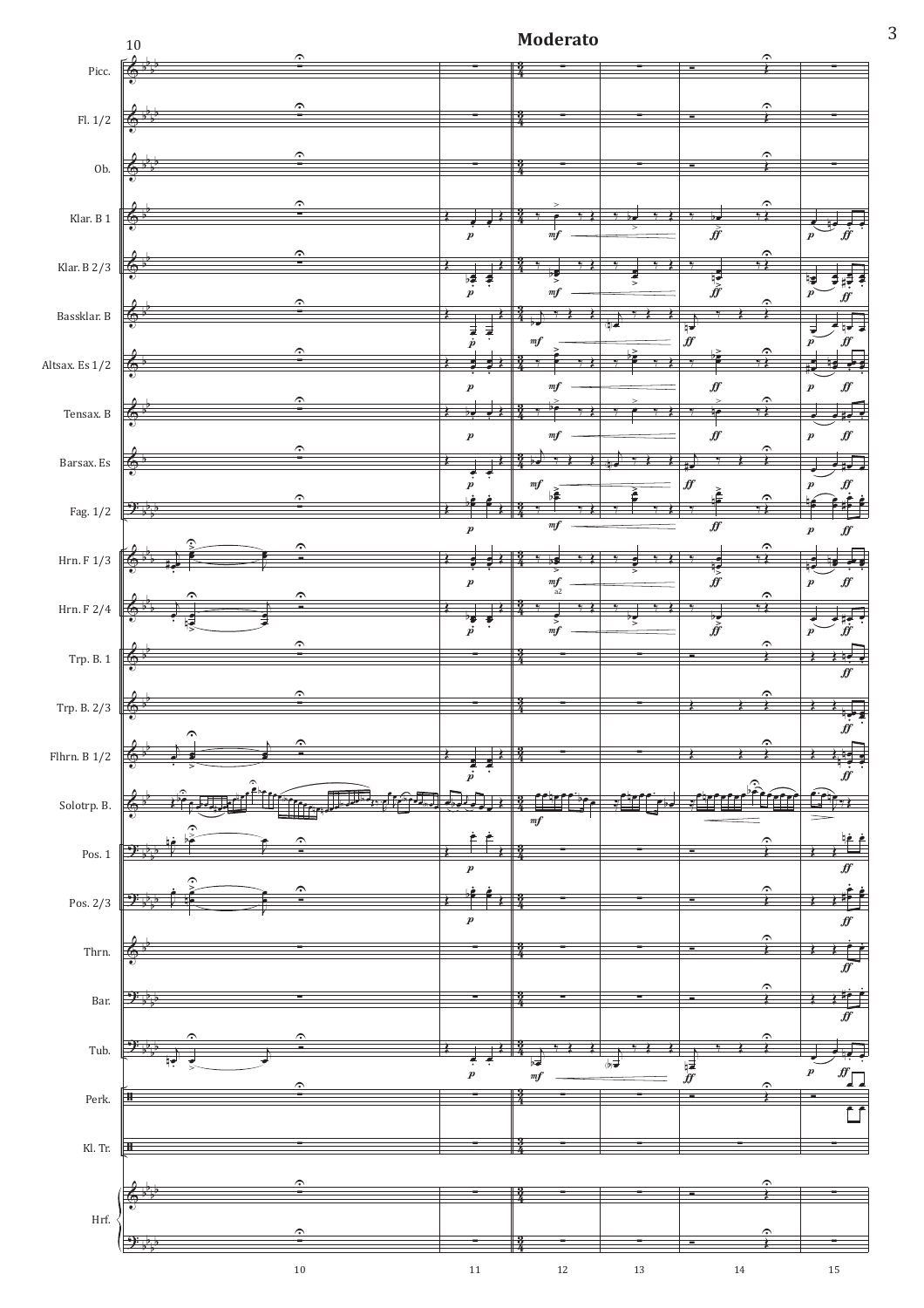**Moderato**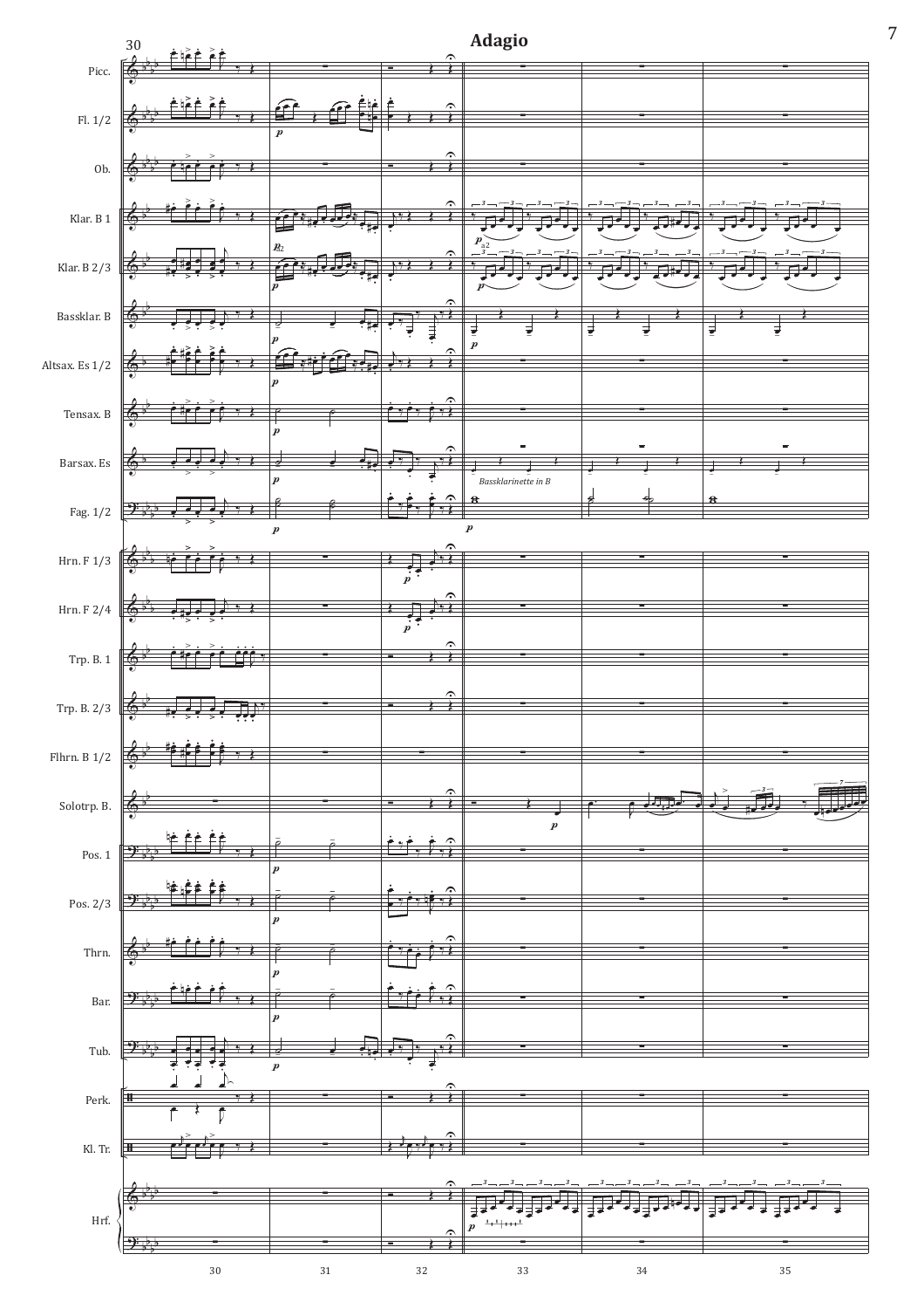**Adagio**